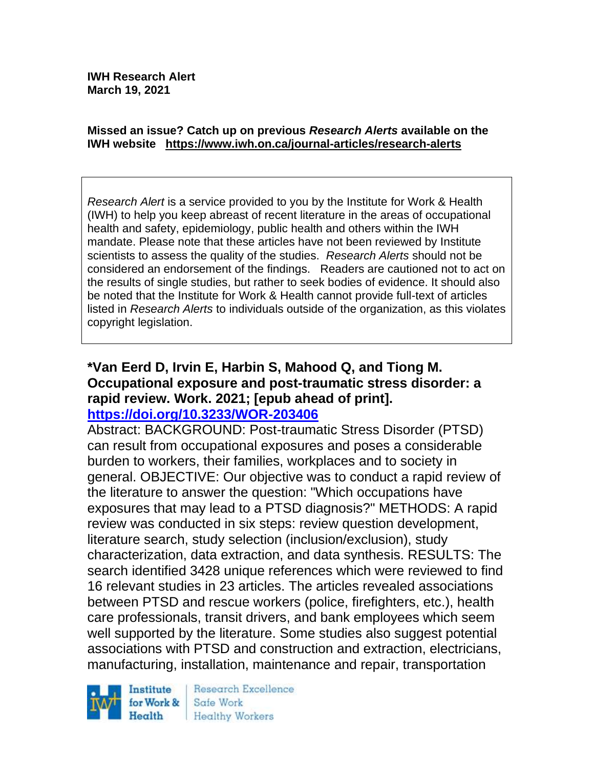**IWH Research Alert**
**March 19, 2021**

**Missed an issue? Catch up on previous *Research Alerts* available on the IWH website https://www.iwh.on.ca/journal-articles/research-alerts**

*Research Alert* is a service provided to you by the Institute for Work & Health (IWH) to help you keep abreast of recent literature in the areas of occupational health and safety, epidemiology, public health and others within the IWH mandate. Please note that these articles have not been reviewed by Institute scientists to assess the quality of the studies. *Research Alerts* should not be considered an endorsement of the findings. Readers are cautioned not to act on the results of single studies, but rather to seek bodies of evidence. It should also be noted that the Institute for Work & Health cannot provide full-text of articles listed in *Research Alerts* to individuals outside of the organization, as this violates copyright legislation.

**\*Van Eerd D, Irvin E, Harbin S, Mahood Q, and Tiong M. Occupational exposure and post-traumatic stress disorder: a rapid review. Work. 2021; [epub ahead of print].**
**https://doi.org/10.3233/WOR-203406**

Abstract: BACKGROUND: Post-traumatic Stress Disorder (PTSD) can result from occupational exposures and poses a considerable burden to workers, their families, workplaces and to society in general. OBJECTIVE: Our objective was to conduct a rapid review of the literature to answer the question: "Which occupations have exposures that may lead to a PTSD diagnosis?" METHODS: A rapid review was conducted in six steps: review question development, literature search, study selection (inclusion/exclusion), study characterization, data extraction, and data synthesis. RESULTS: The search identified 3428 unique references which were reviewed to find 16 relevant studies in 23 articles. The articles revealed associations between PTSD and rescue workers (police, firefighters, etc.), health care professionals, transit drivers, and bank employees which seem well supported by the literature. Some studies also suggest potential associations with PTSD and construction and extraction, electricians, manufacturing, installation, maintenance and repair, transportation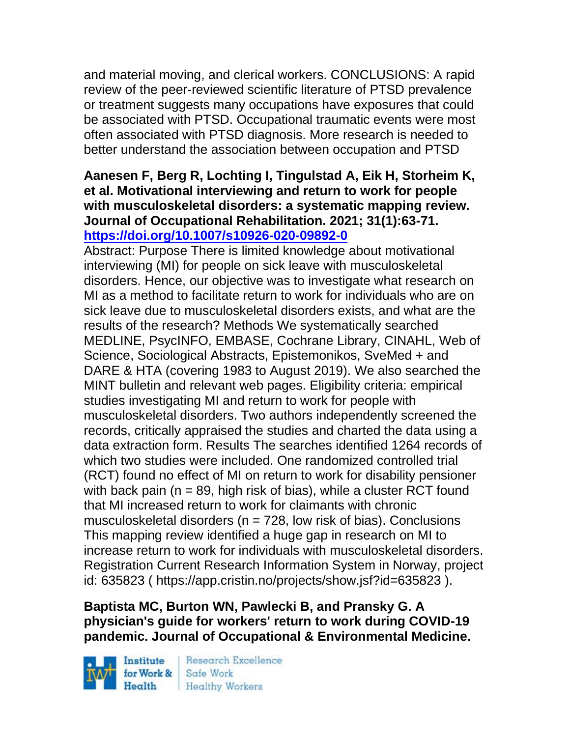and material moving, and clerical workers. CONCLUSIONS: A rapid review of the peer-reviewed scientific literature of PTSD prevalence or treatment suggests many occupations have exposures that could be associated with PTSD. Occupational traumatic events were most often associated with PTSD diagnosis. More research is needed to better understand the association between occupation and PTSD

**Aanesen F, Berg R, Lochting I, Tingulstad A, Eik H, Storheim K, et al. Motivational interviewing and return to work for people with musculoskeletal disorders: a systematic mapping review. Journal of Occupational Rehabilitation. 2021; 31(1):63-71.**
**https://doi.org/10.1007/s10926-020-09892-0**

Abstract: Purpose There is limited knowledge about motivational interviewing (MI) for people on sick leave with musculoskeletal disorders. Hence, our objective was to investigate what research on MI as a method to facilitate return to work for individuals who are on sick leave due to musculoskeletal disorders exists, and what are the results of the research? Methods We systematically searched MEDLINE, PsycINFO, EMBASE, Cochrane Library, CINAHL, Web of Science, Sociological Abstracts, Epistemonikos, SveMed + and DARE & HTA (covering 1983 to August 2019). We also searched the MINT bulletin and relevant web pages. Eligibility criteria: empirical studies investigating MI and return to work for people with musculoskeletal disorders. Two authors independently screened the records, critically appraised the studies and charted the data using a data extraction form. Results The searches identified 1264 records of which two studies were included. One randomized controlled trial (RCT) found no effect of MI on return to work for disability pensioner with back pain (n = 89, high risk of bias), while a cluster RCT found that MI increased return to work for claimants with chronic musculoskeletal disorders (n = 728, low risk of bias). Conclusions This mapping review identified a huge gap in research on MI to increase return to work for individuals with musculoskeletal disorders. Registration Current Research Information System in Norway, project id: 635823 ( https://app.cristin.no/projects/show.jsf?id=635823 ).

**Baptista MC, Burton WN, Pawlecki B, and Pransky G. A physician's guide for workers' return to work during COVID-19 pandemic. Journal of Occupational & Environmental Medicine.**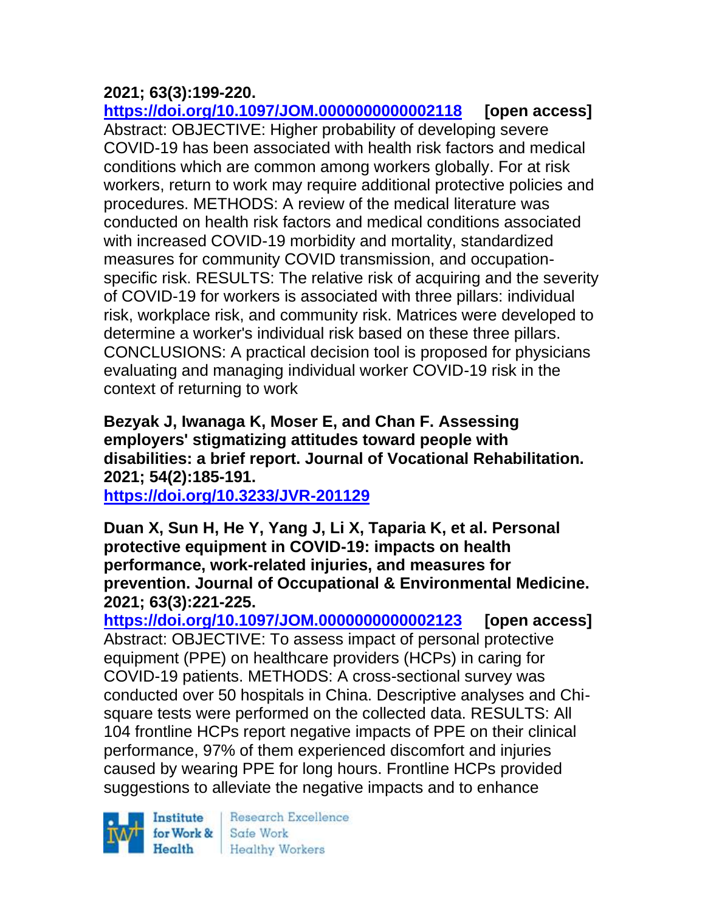**2021; 63(3):199-220.**
**https://doi.org/10.1097/JOM.0000000000002118 [open access]**
Abstract: OBJECTIVE: Higher probability of developing severe COVID-19 has been associated with health risk factors and medical conditions which are common among workers globally. For at risk workers, return to work may require additional protective policies and procedures. METHODS: A review of the medical literature was conducted on health risk factors and medical conditions associated with increased COVID-19 morbidity and mortality, standardized measures for community COVID transmission, and occupation-specific risk. RESULTS: The relative risk of acquiring and the severity of COVID-19 for workers is associated with three pillars: individual risk, workplace risk, and community risk. Matrices were developed to determine a worker's individual risk based on these three pillars. CONCLUSIONS: A practical decision tool is proposed for physicians evaluating and managing individual worker COVID-19 risk in the context of returning to work

**Bezyak J, Iwanaga K, Moser E, and Chan F. Assessing employers' stigmatizing attitudes toward people with disabilities: a brief report. Journal of Vocational Rehabilitation. 2021; 54(2):185-191.**
**https://doi.org/10.3233/JVR-201129**

**Duan X, Sun H, He Y, Yang J, Li X, Taparia K, et al. Personal protective equipment in COVID-19: impacts on health performance, work-related injuries, and measures for prevention. Journal of Occupational & Environmental Medicine. 2021; 63(3):221-225.**
**https://doi.org/10.1097/JOM.0000000000002123 [open access]**
Abstract: OBJECTIVE: To assess impact of personal protective equipment (PPE) on healthcare providers (HCPs) in caring for COVID-19 patients. METHODS: A cross-sectional survey was conducted over 50 hospitals in China. Descriptive analyses and Chi-square tests were performed on the collected data. RESULTS: All 104 frontline HCPs report negative impacts of PPE on their clinical performance, 97% of them experienced discomfort and injuries caused by wearing PPE for long hours. Frontline HCPs provided suggestions to alleviate the negative impacts and to enhance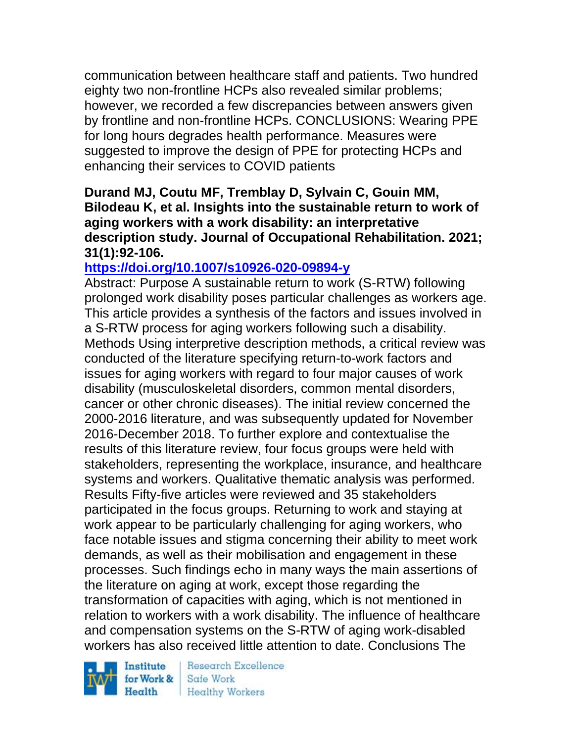communication between healthcare staff and patients. Two hundred eighty two non-frontline HCPs also revealed similar problems; however, we recorded a few discrepancies between answers given by frontline and non-frontline HCPs. CONCLUSIONS: Wearing PPE for long hours degrades health performance. Measures were suggested to improve the design of PPE for protecting HCPs and enhancing their services to COVID patients

**Durand MJ, Coutu MF, Tremblay D, Sylvain C, Gouin MM, Bilodeau K, et al. Insights into the sustainable return to work of aging workers with a work disability: an interpretative description study. Journal of Occupational Rehabilitation. 2021; 31(1):92-106.**

**https://doi.org/10.1007/s10926-020-09894-y**

Abstract: Purpose A sustainable return to work (S-RTW) following prolonged work disability poses particular challenges as workers age. This article provides a synthesis of the factors and issues involved in a S-RTW process for aging workers following such a disability. Methods Using interpretive description methods, a critical review was conducted of the literature specifying return-to-work factors and issues for aging workers with regard to four major causes of work disability (musculoskeletal disorders, common mental disorders, cancer or other chronic diseases). The initial review concerned the 2000-2016 literature, and was subsequently updated for November 2016-December 2018. To further explore and contextualise the results of this literature review, four focus groups were held with stakeholders, representing the workplace, insurance, and healthcare systems and workers. Qualitative thematic analysis was performed. Results Fifty-five articles were reviewed and 35 stakeholders participated in the focus groups. Returning to work and staying at work appear to be particularly challenging for aging workers, who face notable issues and stigma concerning their ability to meet work demands, as well as their mobilisation and engagement in these processes. Such findings echo in many ways the main assertions of the literature on aging at work, except those regarding the transformation of capacities with aging, which is not mentioned in relation to workers with a work disability. The influence of healthcare and compensation systems on the S-RTW of aging work-disabled workers has also received little attention to date. Conclusions The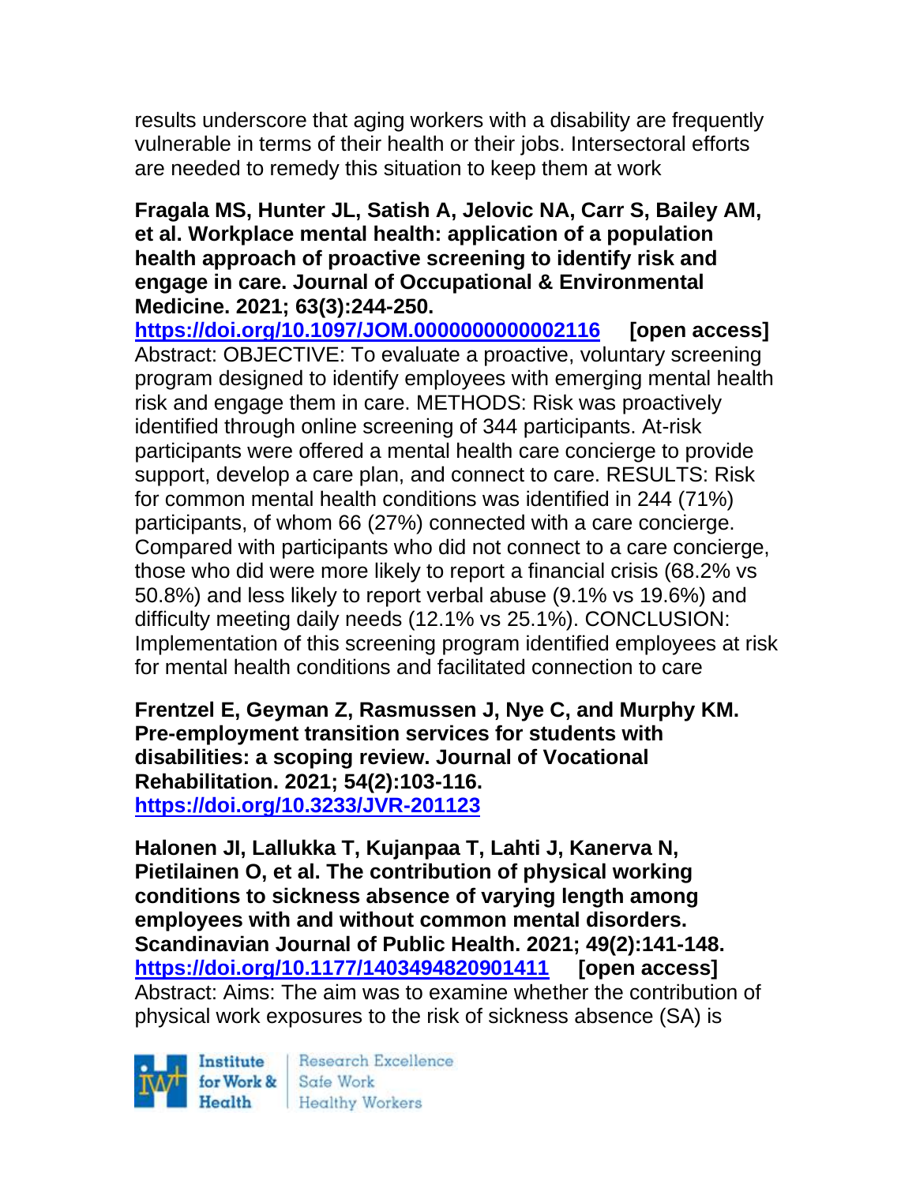results underscore that aging workers with a disability are frequently vulnerable in terms of their health or their jobs. Intersectoral efforts are needed to remedy this situation to keep them at work

**Fragala MS, Hunter JL, Satish A, Jelovic NA, Carr S, Bailey AM, et al. Workplace mental health: application of a population health approach of proactive screening to identify risk and engage in care. Journal of Occupational & Environmental Medicine. 2021; 63(3):244-250.**
**https://doi.org/10.1097/JOM.0000000000002116 [open access]**
Abstract: OBJECTIVE: To evaluate a proactive, voluntary screening program designed to identify employees with emerging mental health risk and engage them in care. METHODS: Risk was proactively identified through online screening of 344 participants. At-risk participants were offered a mental health care concierge to provide support, develop a care plan, and connect to care. RESULTS: Risk for common mental health conditions was identified in 244 (71%) participants, of whom 66 (27%) connected with a care concierge. Compared with participants who did not connect to a care concierge, those who did were more likely to report a financial crisis (68.2% vs 50.8%) and less likely to report verbal abuse (9.1% vs 19.6%) and difficulty meeting daily needs (12.1% vs 25.1%). CONCLUSION: Implementation of this screening program identified employees at risk for mental health conditions and facilitated connection to care

**Frentzel E, Geyman Z, Rasmussen J, Nye C, and Murphy KM. Pre-employment transition services for students with disabilities: a scoping review. Journal of Vocational Rehabilitation. 2021; 54(2):103-116.**
**https://doi.org/10.3233/JVR-201123**

**Halonen JI, Lallukka T, Kujanpaa T, Lahti J, Kanerva N, Pietilainen O, et al. The contribution of physical working conditions to sickness absence of varying length among employees with and without common mental disorders. Scandinavian Journal of Public Health. 2021; 49(2):141-148.**
**https://doi.org/10.1177/1403494820901411 [open access]**
Abstract: Aims: The aim was to examine whether the contribution of physical work exposures to the risk of sickness absence (SA) is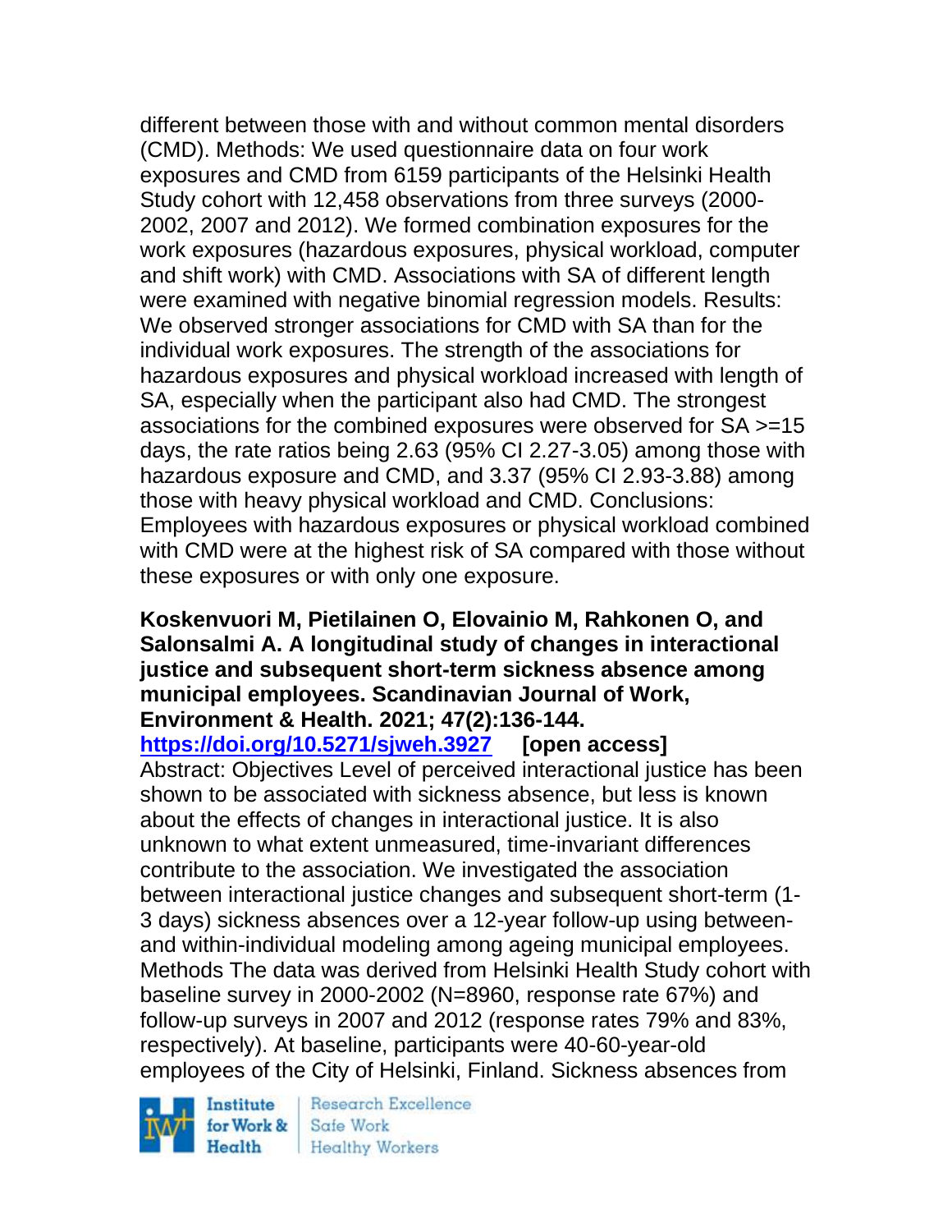different between those with and without common mental disorders (CMD). Methods: We used questionnaire data on four work exposures and CMD from 6159 participants of the Helsinki Health Study cohort with 12,458 observations from three surveys (2000-2002, 2007 and 2012). We formed combination exposures for the work exposures (hazardous exposures, physical workload, computer and shift work) with CMD. Associations with SA of different length were examined with negative binomial regression models. Results: We observed stronger associations for CMD with SA than for the individual work exposures. The strength of the associations for hazardous exposures and physical workload increased with length of SA, especially when the participant also had CMD. The strongest associations for the combined exposures were observed for SA >=15 days, the rate ratios being 2.63 (95% CI 2.27-3.05) among those with hazardous exposure and CMD, and 3.37 (95% CI 2.93-3.88) among those with heavy physical workload and CMD. Conclusions: Employees with hazardous exposures or physical workload combined with CMD were at the highest risk of SA compared with those without these exposures or with only one exposure.

**Koskenvuori M, Pietilainen O, Elovainio M, Rahkonen O, and Salonsalmi A. A longitudinal study of changes in interactional justice and subsequent short-term sickness absence among municipal employees. Scandinavian Journal of Work, Environment & Health. 2021; 47(2):136-144.**
**https://doi.org/10.5271/sjweh.3927 [open access]**
Abstract: Objectives Level of perceived interactional justice has been shown to be associated with sickness absence, but less is known about the effects of changes in interactional justice. It is also unknown to what extent unmeasured, time-invariant differences contribute to the association. We investigated the association between interactional justice changes and subsequent short-term (1-3 days) sickness absences over a 12-year follow-up using between- and within-individual modeling among ageing municipal employees. Methods The data was derived from Helsinki Health Study cohort with baseline survey in 2000-2002 (N=8960, response rate 67%) and follow-up surveys in 2007 and 2012 (response rates 79% and 83%, respectively). At baseline, participants were 40-60-year-old employees of the City of Helsinki, Finland. Sickness absences from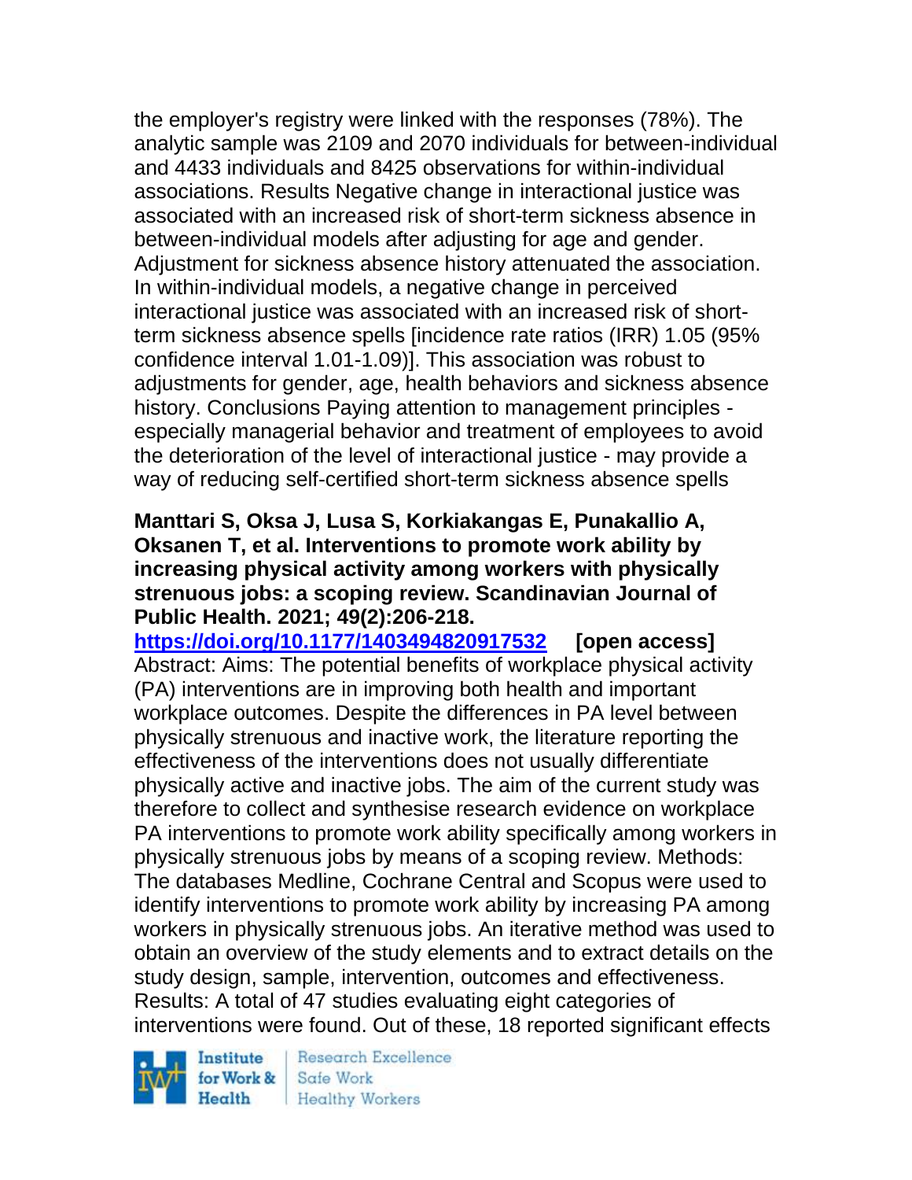the employer's registry were linked with the responses (78%). The analytic sample was 2109 and 2070 individuals for between-individual and 4433 individuals and 8425 observations for within-individual associations. Results Negative change in interactional justice was associated with an increased risk of short-term sickness absence in between-individual models after adjusting for age and gender. Adjustment for sickness absence history attenuated the association. In within-individual models, a negative change in perceived interactional justice was associated with an increased risk of short-term sickness absence spells [incidence rate ratios (IRR) 1.05 (95% confidence interval 1.01-1.09)]. This association was robust to adjustments for gender, age, health behaviors and sickness absence history. Conclusions Paying attention to management principles - especially managerial behavior and treatment of employees to avoid the deterioration of the level of interactional justice - may provide a way of reducing self-certified short-term sickness absence spells

**Manttari S, Oksa J, Lusa S, Korkiakangas E, Punakallio A, Oksanen T, et al. Interventions to promote work ability by increasing physical activity among workers with physically strenuous jobs: a scoping review. Scandinavian Journal of Public Health. 2021; 49(2):206-218.**

**https://doi.org/10.1177/1403494820917532 [open access]**

Abstract: Aims: The potential benefits of workplace physical activity (PA) interventions are in improving both health and important workplace outcomes. Despite the differences in PA level between physically strenuous and inactive work, the literature reporting the effectiveness of the interventions does not usually differentiate physically active and inactive jobs. The aim of the current study was therefore to collect and synthesise research evidence on workplace PA interventions to promote work ability specifically among workers in physically strenuous jobs by means of a scoping review. Methods: The databases Medline, Cochrane Central and Scopus were used to identify interventions to promote work ability by increasing PA among workers in physically strenuous jobs. An iterative method was used to obtain an overview of the study elements and to extract details on the study design, sample, intervention, outcomes and effectiveness. Results: A total of 47 studies evaluating eight categories of interventions were found. Out of these, 18 reported significant effects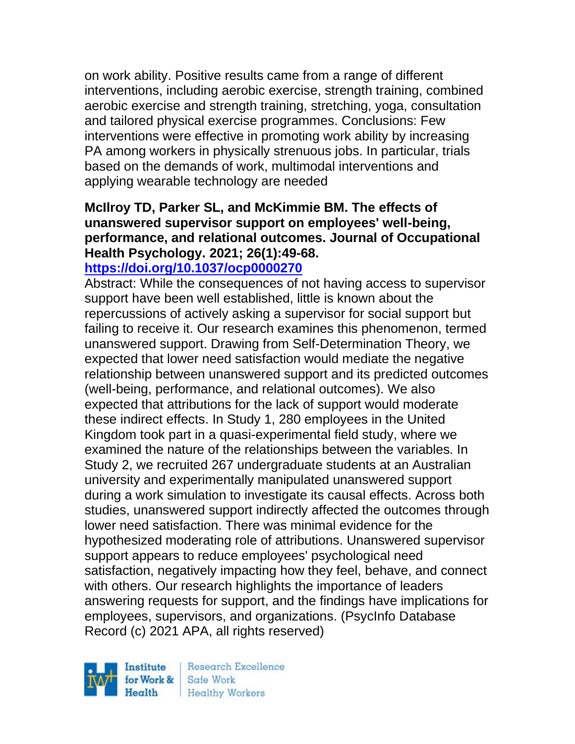on work ability. Positive results came from a range of different interventions, including aerobic exercise, strength training, combined aerobic exercise and strength training, stretching, yoga, consultation and tailored physical exercise programmes. Conclusions: Few interventions were effective in promoting work ability by increasing PA among workers in physically strenuous jobs. In particular, trials based on the demands of work, multimodal interventions and applying wearable technology are needed

**McIlroy TD, Parker SL, and McKimmie BM. The effects of unanswered supervisor support on employees' well-being, performance, and relational outcomes. Journal of Occupational Health Psychology. 2021; 26(1):49-68.**
**https://doi.org/10.1037/ocp0000270**

Abstract: While the consequences of not having access to supervisor support have been well established, little is known about the repercussions of actively asking a supervisor for social support but failing to receive it. Our research examines this phenomenon, termed unanswered support. Drawing from Self-Determination Theory, we expected that lower need satisfaction would mediate the negative relationship between unanswered support and its predicted outcomes (well-being, performance, and relational outcomes). We also expected that attributions for the lack of support would moderate these indirect effects. In Study 1, 280 employees in the United Kingdom took part in a quasi-experimental field study, where we examined the nature of the relationships between the variables. In Study 2, we recruited 267 undergraduate students at an Australian university and experimentally manipulated unanswered support during a work simulation to investigate its causal effects. Across both studies, unanswered support indirectly affected the outcomes through lower need satisfaction. There was minimal evidence for the hypothesized moderating role of attributions. Unanswered supervisor support appears to reduce employees' psychological need satisfaction, negatively impacting how they feel, behave, and connect with others. Our research highlights the importance of leaders answering requests for support, and the findings have implications for employees, supervisors, and organizations. (PsycInfo Database Record (c) 2021 APA, all rights reserved)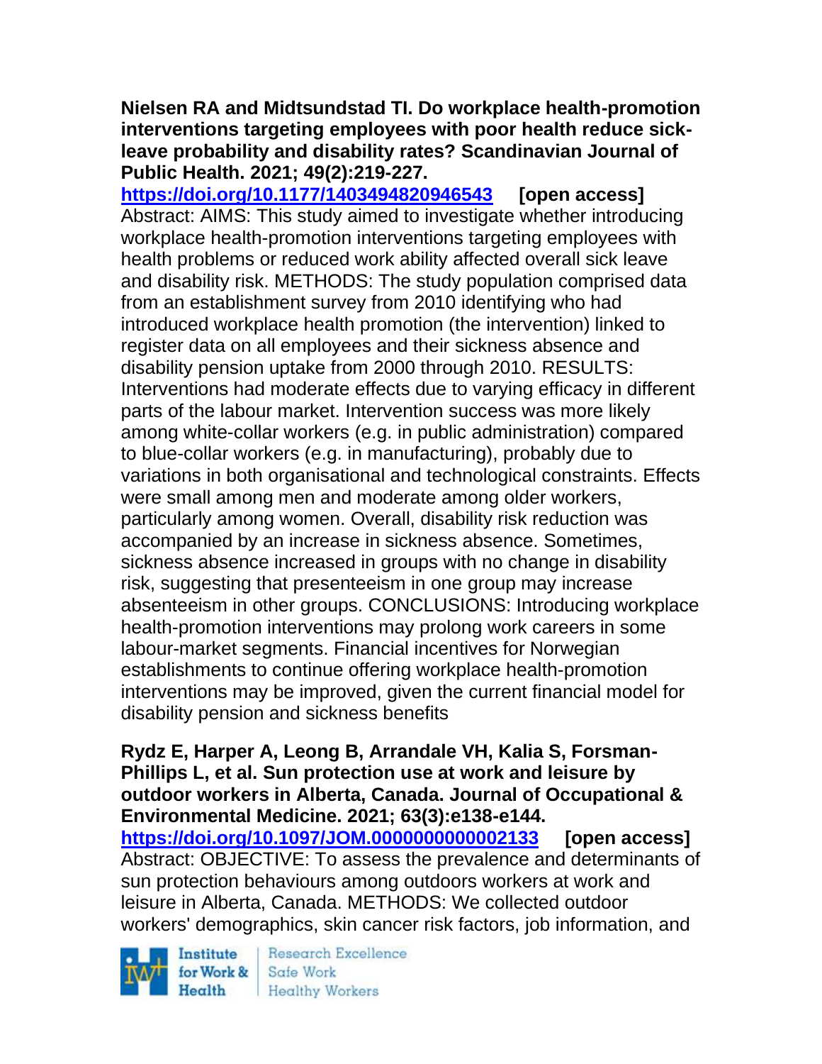**Nielsen RA and Midtsundstad TI. Do workplace health-promotion interventions targeting employees with poor health reduce sick-leave probability and disability rates? Scandinavian Journal of Public Health. 2021; 49(2):219-227.**
**https://doi.org/10.1177/1403494820946543** **[open access]**
Abstract: AIMS: This study aimed to investigate whether introducing workplace health-promotion interventions targeting employees with health problems or reduced work ability affected overall sick leave and disability risk. METHODS: The study population comprised data from an establishment survey from 2010 identifying who had introduced workplace health promotion (the intervention) linked to register data on all employees and their sickness absence and disability pension uptake from 2000 through 2010. RESULTS: Interventions had moderate effects due to varying efficacy in different parts of the labour market. Intervention success was more likely among white-collar workers (e.g. in public administration) compared to blue-collar workers (e.g. in manufacturing), probably due to variations in both organisational and technological constraints. Effects were small among men and moderate among older workers, particularly among women. Overall, disability risk reduction was accompanied by an increase in sickness absence. Sometimes, sickness absence increased in groups with no change in disability risk, suggesting that presenteeism in one group may increase absenteeism in other groups. CONCLUSIONS: Introducing workplace health-promotion interventions may prolong work careers in some labour-market segments. Financial incentives for Norwegian establishments to continue offering workplace health-promotion interventions may be improved, given the current financial model for disability pension and sickness benefits

**Rydz E, Harper A, Leong B, Arrandale VH, Kalia S, Forsman-Phillips L, et al. Sun protection use at work and leisure by outdoor workers in Alberta, Canada. Journal of Occupational & Environmental Medicine. 2021; 63(3):e138-e144.**
**https://doi.org/10.1097/JOM.0000000000002133** **[open access]**
Abstract: OBJECTIVE: To assess the prevalence and determinants of sun protection behaviours among outdoors workers at work and leisure in Alberta, Canada. METHODS: We collected outdoor workers' demographics, skin cancer risk factors, job information, and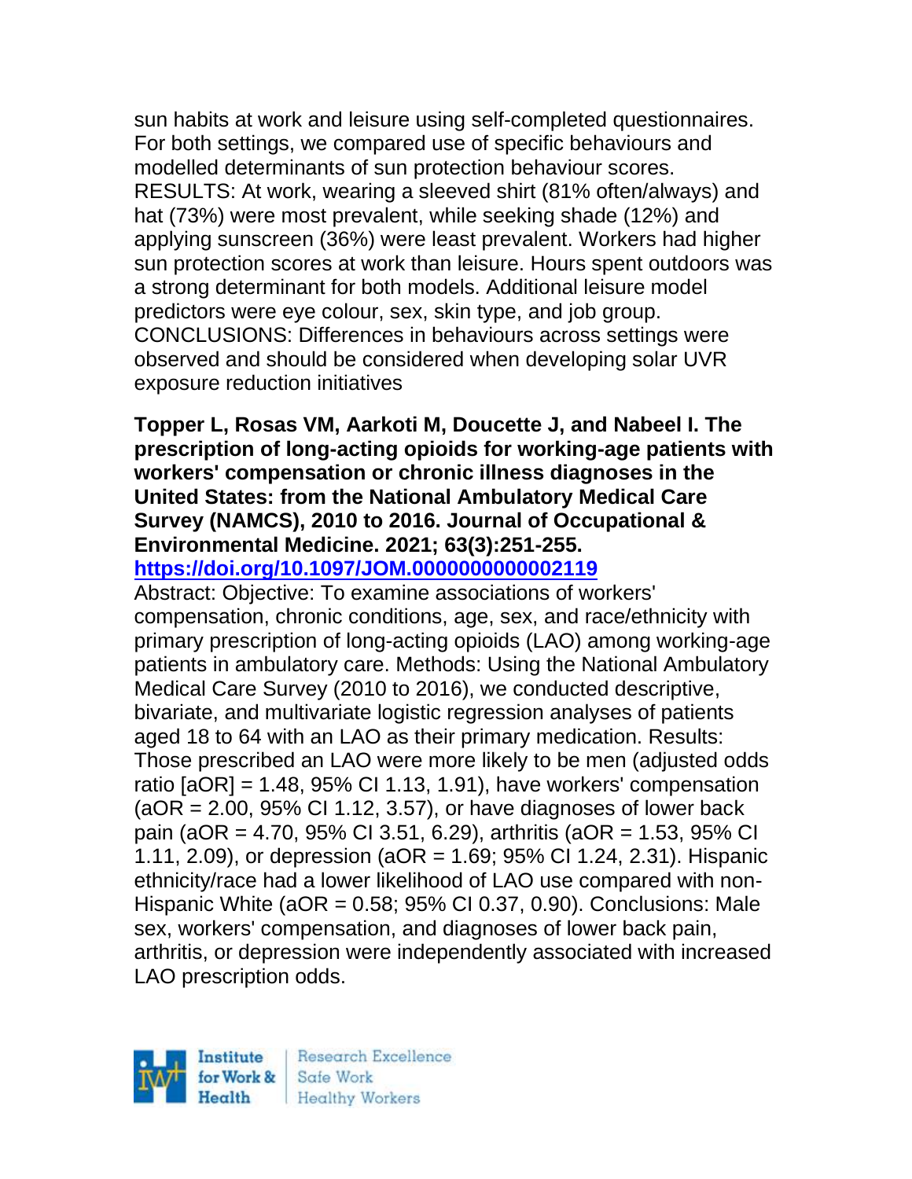sun habits at work and leisure using self-completed questionnaires. For both settings, we compared use of specific behaviours and modelled determinants of sun protection behaviour scores. RESULTS: At work, wearing a sleeved shirt (81% often/always) and hat (73%) were most prevalent, while seeking shade (12%) and applying sunscreen (36%) were least prevalent. Workers had higher sun protection scores at work than leisure. Hours spent outdoors was a strong determinant for both models. Additional leisure model predictors were eye colour, sex, skin type, and job group. CONCLUSIONS: Differences in behaviours across settings were observed and should be considered when developing solar UVR exposure reduction initiatives

**Topper L, Rosas VM, Aarkoti M, Doucette J, and Nabeel I. The prescription of long-acting opioids for working-age patients with workers' compensation or chronic illness diagnoses in the United States: from the National Ambulatory Medical Care Survey (NAMCS), 2010 to 2016. Journal of Occupational & Environmental Medicine. 2021; 63(3):251-255. https://doi.org/10.1097/JOM.0000000000002119**

Abstract: Objective: To examine associations of workers' compensation, chronic conditions, age, sex, and race/ethnicity with primary prescription of long-acting opioids (LAO) among working-age patients in ambulatory care. Methods: Using the National Ambulatory Medical Care Survey (2010 to 2016), we conducted descriptive, bivariate, and multivariate logistic regression analyses of patients aged 18 to 64 with an LAO as their primary medication. Results: Those prescribed an LAO were more likely to be men (adjusted odds ratio [aOR] = 1.48, 95% CI 1.13, 1.91), have workers' compensation (aOR = 2.00, 95% CI 1.12, 3.57), or have diagnoses of lower back pain (aOR = 4.70, 95% CI 3.51, 6.29), arthritis (aOR = 1.53, 95% CI 1.11, 2.09), or depression (aOR = 1.69; 95% CI 1.24, 2.31). Hispanic ethnicity/race had a lower likelihood of LAO use compared with non-Hispanic White (aOR = 0.58; 95% CI 0.37, 0.90). Conclusions: Male sex, workers' compensation, and diagnoses of lower back pain, arthritis, or depression were independently associated with increased LAO prescription odds.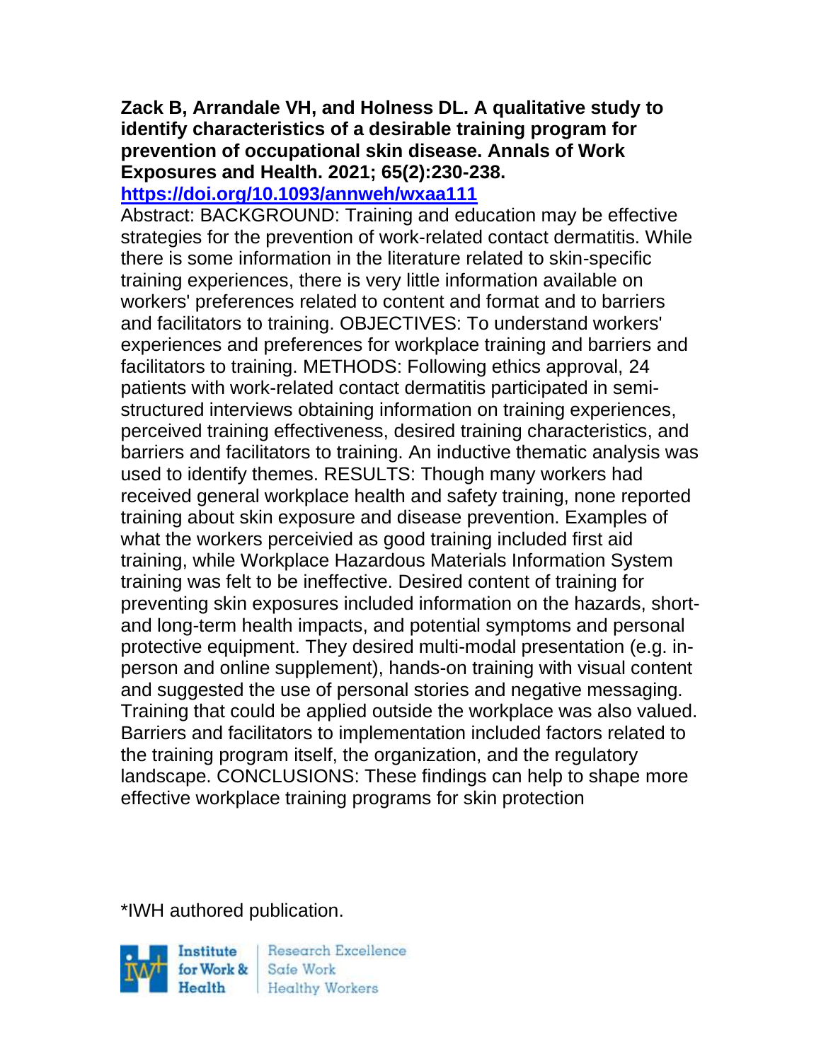**Zack B, Arrandale VH, and Holness DL. A qualitative study to identify characteristics of a desirable training program for prevention of occupational skin disease. Annals of Work Exposures and Health. 2021; 65(2):230-238. https://doi.org/10.1093/annweh/wxaa111**

Abstract: BACKGROUND: Training and education may be effective strategies for the prevention of work-related contact dermatitis. While there is some information in the literature related to skin-specific training experiences, there is very little information available on workers' preferences related to content and format and to barriers and facilitators to training. OBJECTIVES: To understand workers' experiences and preferences for workplace training and barriers and facilitators to training. METHODS: Following ethics approval, 24 patients with work-related contact dermatitis participated in semi-structured interviews obtaining information on training experiences, perceived training effectiveness, desired training characteristics, and barriers and facilitators to training. An inductive thematic analysis was used to identify themes. RESULTS: Though many workers had received general workplace health and safety training, none reported training about skin exposure and disease prevention. Examples of what the workers perceivied as good training included first aid training, while Workplace Hazardous Materials Information System training was felt to be ineffective. Desired content of training for preventing skin exposures included information on the hazards, short- and long-term health impacts, and potential symptoms and personal protective equipment. They desired multi-modal presentation (e.g. in-person and online supplement), hands-on training with visual content and suggested the use of personal stories and negative messaging. Training that could be applied outside the workplace was also valued. Barriers and facilitators to implementation included factors related to the training program itself, the organization, and the regulatory landscape. CONCLUSIONS: These findings can help to shape more effective workplace training programs for skin protection

*IWH authored publication.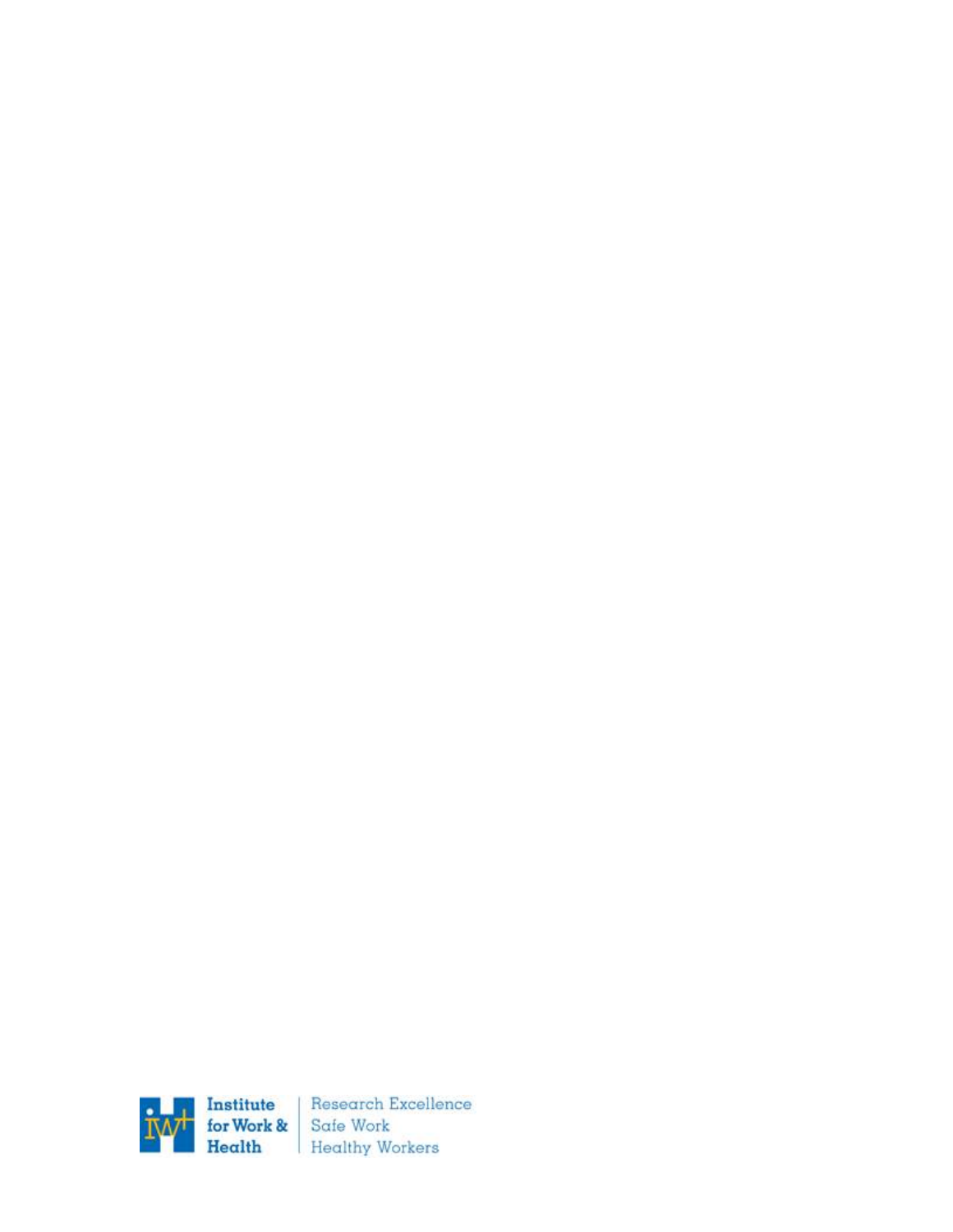Institute for Work & Health

Research Excellence
Safe Work
Healthy Workers